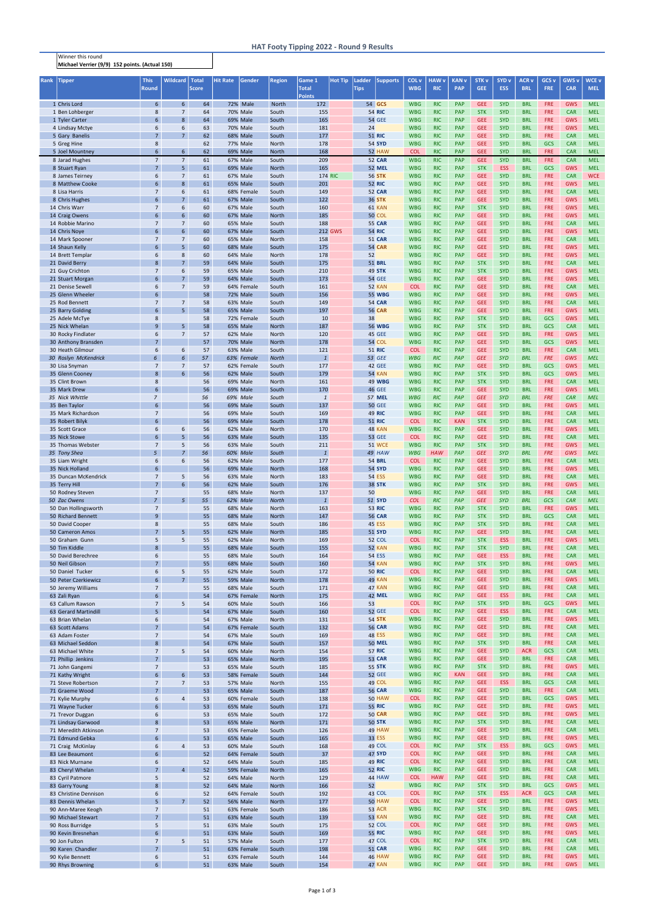# HAT Footy Tipping 2022 - Round 9 Results

Winner this round
**Michael Verrier (9/9) 152 points. (Actual 150)**

| Rank | Tipper | This Round | Wildcard | Total Score | Hit Rate | Gender | Region | Game 1 Total Points | Hot Tip | Ladder Tips | Supports | COL v WBG | HAW v RIC | KAN v PAP | STK v GEE | SYD v ESS | ACR v BRL | GCS v FRE | GWS v CAR | WCE v MEL |
|---|---|---|---|---|---|---|---|---|---|---|---|---|---|---|---|---|---|---|---|---|
| 1 | Chris Lord | 6 | 6 | 64 | 72% | Male | North | 172 | | 54 | GCS | WBG | RIC | PAP | GEE | SYD | BRL | FRE | GWS | MEL |
| 1 | Ben Lohberger | 8 | 7 | 64 | 70% | Male | South | 155 | | 54 | RIC | WBG | RIC | PAP | STK | SYD | BRL | FRE | CAR | MEL |
| 1 | Tyler Carter | 6 | 8 | 64 | 69% | Male | South | 165 | | 54 | GEE | WBG | RIC | PAP | GEE | SYD | BRL | FRE | GWS | MEL |
| 4 | Lindsay Mctye | 6 | 6 | 63 | 70% | Male | South | 181 | | 24 | | WBG | RIC | PAP | GEE | SYD | BRL | FRE | GWS | MEL |
| 5 | Gary Banelis | 7 | 7 | 62 | 68% | Male | South | 177 | | 51 | RIC | WBG | RIC | PAP | GEE | SYD | BRL | FRE | CAR | MEL |
| 5 | Greg Hine | 8 | | 62 | 77% | Male | North | 178 | | 54 | SYD | WBG | RIC | PAP | GEE | SYD | BRL | GCS | CAR | MEL |
| 5 | Joel Mountney | 6 | 6 | 62 | 69% | Male | North | 168 | | 52 | HAW | COL | RIC | PAP | GEE | SYD | BRL | FRE | CAR | MEL |
| 8 | Jarad Hughes | 7 | 7 | 61 | 67% | Male | South | 209 | | 52 | CAR | WBG | RIC | PAP | GEE | SYD | BRL | FRE | CAR | MEL |
| 8 | Stuart Ryan | 7 | 5 | 61 | 69% | Male | North | 165 | | 52 | MEL | WBG | RIC | PAP | STK | ESS | BRL | GCS | GWS | MEL |
| 8 | James Teirney | 6 | 7 | 61 | 67% | Male | South | 174 | RIC | 56 | STK | WBG | RIC | PAP | GEE | SYD | BRL | FRE | CAR | WCE |
| 8 | Matthew Cooke | 6 | 8 | 61 | 65% | Male | South | 201 | | 52 | RIC | WBG | RIC | PAP | GEE | SYD | BRL | FRE | GWS | MEL |
| 8 | Lisa Harris | 7 | 6 | 61 | 68% | Female | South | 149 | | 52 | CAR | WBG | RIC | PAP | GEE | SYD | BRL | FRE | CAR | MEL |
| 8 | Chris Hughes | 6 | 7 | 61 | 67% | Male | South | 122 | | 36 | STK | WBG | RIC | PAP | GEE | SYD | BRL | FRE | GWS | MEL |
| 14 | Chris Warr | 7 | 6 | 60 | 67% | Male | South | 160 | | 61 | KAN | WBG | RIC | PAP | STK | SYD | BRL | FRE | GWS | MEL |
| 14 | Craig Owens | 6 | 6 | 60 | 67% | Male | North | 185 | | 50 | COL | WBG | RIC | PAP | GEE | SYD | BRL | FRE | GWS | MEL |
| 14 | Robbie Marino | 7 | 7 | 60 | 65% | Male | South | 188 | | 55 | CAR | WBG | RIC | PAP | GEE | SYD | BRL | FRE | CAR | MEL |
| 14 | Chris Noye | 6 | 6 | 60 | 67% | Male | South | 212 | GWS | 54 | RIC | WBG | RIC | PAP | GEE | SYD | BRL | FRE | GWS | MEL |
| 14 | Mark Spooner | 7 | 7 | 60 | 65% | Male | North | 158 | | 51 | CAR | WBG | RIC | PAP | GEE | SYD | BRL | FRE | CAR | MEL |
| 14 | Shaun Kelly | 6 | 5 | 60 | 68% | Male | South | 175 | | 54 | CAR | WBG | RIC | PAP | GEE | SYD | BRL | FRE | GWS | MEL |
| 14 | Brett Templar | 6 | 8 | 60 | 64% | Male | South | 178 | | 52 | | WBG | RIC | PAP | GEE | SYD | BRL | FRE | GWS | MEL |
| 21 | David Berry | 8 | 7 | 59 | 64% | Male | South | 175 | | 51 | BRL | WBG | RIC | PAP | STK | SYD | BRL | FRE | CAR | MEL |
| 21 | Guy Crichton | 7 | 6 | 59 | 65% | Male | South | 210 | | 49 | STK | WBG | RIC | PAP | STK | SYD | BRL | FRE | GWS | MEL |
| 21 | Stuart Morgan | 6 | 7 | 59 | 64% | Male | South | 173 | | 54 | GEE | WBG | RIC | PAP | GEE | SYD | BRL | FRE | GWS | MEL |
| 21 | Denise Sewell | 6 | 7 | 59 | 64% | Female | South | 161 | | 52 | KAN | COL | RIC | PAP | GEE | SYD | BRL | FRE | CAR | MEL |
| 25 | Glenn Wheeler | 6 | | 58 | 72% | Male | South | 156 | | 55 | WBG | WBG | RIC | PAP | GEE | SYD | BRL | FRE | GWS | MEL |
| 25 | Rod Bennett | 7 | 7 | 58 | 63% | Male | South | 149 | | 54 | CAR | WBG | RIC | PAP | GEE | SYD | BRL | FRE | CAR | MEL |
| 25 | Barry Golding | 6 | 5 | 58 | 65% | Male | South | 197 | | 56 | CAR | WBG | RIC | PAP | GEE | SYD | BRL | FRE | GWS | MEL |
| 25 | Adele McTye | 8 | | 58 | 72% | Female | South | 10 | | 38 | | WBG | RIC | PAP | STK | SYD | BRL | GCS | GWS | MEL |
| 25 | Nick Whelan | 9 | 5 | 58 | 65% | Male | North | 187 | | 56 | WBG | WBG | RIC | PAP | STK | SYD | BRL | GCS | CAR | MEL |
| 30 | Rocky Findlater | 6 | 7 | 57 | 62% | Male | North | 120 | | 45 | GEE | WBG | RIC | PAP | GEE | SYD | BRL | FRE | GWS | MEL |
| 30 | Anthony Bransden | 7 | | 57 | 70% | Male | North | 178 | | 54 | COL | WBG | RIC | PAP | GEE | SYD | BRL | GCS | GWS | MEL |
| 30 | Heath Gilmour | 6 | 6 | 57 | 63% | Male | South | 121 | | 51 | RIC | COL | RIC | PAP | GEE | SYD | BRL | FRE | CAR | MEL |
| *30* | *Roslyn McKendrick* | *6* | *6* | *57* | *63%* | *Female* | *North* | *1* | | *53* | *GEE* | *WBG* | *RIC* | *PAP* | *GEE* | *SYD* | *BRL* | *FRE* | *GWS* | *MEL* |
| 30 | Lisa Snyman | 7 | 7 | 57 | 62% | Female | South | 177 | | 42 | GEE | WBG | RIC | PAP | GEE | SYD | BRL | GCS | GWS | MEL |
| 35 | Glenn Cooney | 8 | 6 | 56 | 62% | Male | South | 179 | | 54 | KAN | WBG | RIC | PAP | STK | SYD | BRL | GCS | GWS | MEL |
| 35 | Clint Brown | 8 | | 56 | 69% | Male | North | 161 | | 49 | WBG | WBG | RIC | PAP | STK | SYD | BRL | FRE | CAR | MEL |
| 35 | Mark Drew | 6 | | 56 | 69% | Male | South | 170 | | 46 | GEE | WBG | RIC | PAP | GEE | SYD | BRL | FRE | GWS | MEL |
| *35* | *Nick Whittle* | *7* | | *56* | *69%* | *Male* | *South* | *1* | | *57* | *MEL* | *WBG* | *RIC* | *PAP* | *GEE* | *SYD* | *BRL* | *FRE* | *CAR* | *MEL* |
| 35 | Ben Taylor | 6 | | 56 | 69% | Male | South | 137 | | 50 | GEE | WBG | RIC | PAP | GEE | SYD | BRL | FRE | GWS | MEL |
| 35 | Mark Richardson | 7 | | 56 | 69% | Male | South | 169 | | 49 | RIC | WBG | RIC | PAP | GEE | SYD | BRL | FRE | CAR | MEL |
| 35 | Robert Bilyk | 6 | | 56 | 69% | Male | South | 178 | | 51 | RIC | COL | RIC | KAN | STK | SYD | BRL | FRE | CAR | MEL |
| 35 | Scott Grace | 6 | 6 | 56 | 62% | Male | North | 170 | | 48 | KAN | WBG | RIC | PAP | GEE | SYD | BRL | FRE | GWS | MEL |
| 35 | Nick Stowe | 6 | 5 | 56 | 63% | Male | South | 135 | | 53 | GEE | COL | RIC | PAP | GEE | SYD | BRL | FRE | CAR | MEL |
| 35 | Thomas Webster | 7 | 5 | 56 | 63% | Male | South | 211 | | 51 | WCE | WBG | RIC | PAP | STK | SYD | BRL | FRE | GWS | MEL |
| *35* | *Tony Shea* | *5* | *7* | *56* | *60%* | *Male* | *South* | *1* | | *49* | *HAW* | *WBG* | *HAW* | *PAP* | *GEE* | *SYD* | *BRL* | *FRE* | *GWS* | *MEL* |
| 35 | Liam Wright | 6 | 6 | 56 | 62% | Male | South | 177 | | 54 | BRL | COL | RIC | PAP | GEE | SYD | BRL | FRE | CAR | MEL |
| 35 | Nick Holland | 6 | | 56 | 69% | Male | North | 168 | | 54 | SYD | WBG | RIC | PAP | GEE | SYD | BRL | FRE | GWS | MEL |
| 35 | Duncan McKendrick | 7 | 5 | 56 | 63% | Male | North | 183 | | 54 | ESS | WBG | RIC | PAP | GEE | SYD | BRL | FRE | CAR | MEL |
| 35 | Terry Hill | 7 | 6 | 56 | 62% | Male | South | 176 | | 38 | STK | WBG | RIC | PAP | STK | SYD | BRL | FRE | GWS | MEL |
| 50 | Rodney Steven | 7 | | 55 | 68% | Male | North | 137 | | 50 | | WBG | RIC | PAP | GEE | SYD | BRL | FRE | CAR | MEL |
| *50* | *Zac Owens* | *7* | *5* | *55* | *62%* | *Male* | *North* | *1* | | *51* | *SYD* | *COL* | *RIC* | *PAP* | *GEE* | *SYD* | *BRL* | *GCS* | *CAR* | *MEL* |
| 50 | Dan Hollingsworth | 7 | | 55 | 68% | Male | North | 163 | | 53 | RIC | WBG | RIC | PAP | STK | SYD | BRL | FRE | GWS | MEL |
| 50 | Richard Benstead | 9 | | 55 | 68% | Male | North | 147 | | 56 | CAR | WBG | RIC | PAP | STK | SYD | BRL | GCS | CAR | MEL |
| 50 | David Cooper | 8 | | 55 | 68% | Male | South | 186 | | 45 | ESS | WBG | RIC | PAP | STK | SYD | BRL | FRE | CAR | MEL |
| 50 | Cameron Amos | 7 | 5 | 55 | 62% | Male | North | 185 | | 51 | SYD | WBG | RIC | PAP | GEE | SYD | BRL | FRE | CAR | MEL |
| 50 | Graham Gunn | 5 | 5 | 55 | 62% | Male | South | 169 | | 52 | COL | COL | RIC | PAP | STK | ESS | BRL | FRE | GWS | MEL |
| 50 | Tim Kiddle | 8 | | 55 | 68% | Male | South | 155 | | 52 | KAN | WBG | RIC | PAP | STK | SYD | BRL | FRE | CAR | MEL |
| 50 | David Berechree | 6 | | 55 | 68% | Male | South | 164 | | 54 | ESS | WBG | RIC | PAP | GEE | ESS | BRL | FRE | CAR | MEL |
| 50 | Neil Gibson | 7 | | 55 | 68% | Male | South | 160 | | 54 | KAN | WBG | RIC | PAP | STK | SYD | BRL | FRE | GWS | MEL |
| 50 | Daniel Tucker | 6 | 5 | 55 | 62% | Male | South | 172 | | 50 | RIC | COL | RIC | PAP | GEE | SYD | BRL | FRE | CAR | MEL |
| 50 | Peter Czerkiewicz | 6 | 7 | 55 | 59% | Male | North | 178 | | 49 | KAN | WBG | RIC | PAP | GEE | SYD | BRL | FRE | GWS | MEL |
| 50 | Jeremy Williams | 7 | | 55 | 68% | Male | South | 171 | | 47 | KAN | WBG | RIC | PAP | GEE | SYD | BRL | FRE | CAR | MEL |
| 63 | Zali Ryan | 6 | | 54 | 67% | Female | North | 175 | | 42 | MEL | WBG | RIC | PAP | GEE | ESS | BRL | FRE | CAR | MEL |
| 63 | Callum Rawson | 7 | 5 | 54 | 60% | Male | South | 166 | | 53 | | COL | RIC | PAP | STK | SYD | BRL | GCS | GWS | MEL |
| 63 | Gerard Martindill | 5 | | 54 | 67% | Male | South | 160 | | 52 | GEE | COL | RIC | PAP | GEE | ESS | BRL | FRE | CAR | MEL |
| 63 | Brian Whelan | 6 | | 54 | 67% | Male | North | 131 | | 54 | STK | WBG | RIC | PAP | GEE | SYD | BRL | FRE | GWS | MEL |
| 63 | Scott Adams | 7 | | 54 | 67% | Female | South | 132 | | 56 | CAR | WBG | RIC | PAP | GEE | SYD | BRL | FRE | CAR | MEL |
| 63 | Adam Foster | 7 | | 54 | 67% | Male | South | 169 | | 48 | ESS | WBG | RIC | PAP | GEE | SYD | BRL | FRE | CAR | MEL |
| 63 | Michael Seddon | 8 | | 54 | 67% | Male | South | 157 | | 50 | MEL | WBG | RIC | PAP | STK | SYD | BRL | FRE | CAR | MEL |
| 63 | Michael White | 7 | 5 | 54 | 60% | Male | North | 154 | | 57 | RIC | WBG | RIC | PAP | GEE | SYD | ACR | GCS | CAR | MEL |
| 71 | Phillip Jenkins | 7 | | 53 | 65% | Male | North | 195 | | 53 | CAR | WBG | RIC | PAP | GEE | SYD | BRL | FRE | CAR | MEL |
| 71 | John Gangemi | 7 | | 53 | 65% | Male | South | 185 | | 55 | STK | WBG | RIC | PAP | STK | SYD | BRL | FRE | GWS | MEL |
| 71 | Kathy Wright | 6 | 6 | 53 | 58% | Female | South | 144 | | 52 | GEE | WBG | RIC | KAN | GEE | SYD | BRL | FRE | CAR | MEL |
| 71 | Steve Robertson | 7 | 7 | 53 | 57% | Male | North | 155 | | 49 | COL | WBG | RIC | PAP | GEE | ESS | BRL | GCS | CAR | MEL |
| 71 | Graeme Wood | 7 | | 53 | 65% | Male | South | 187 | | 56 | CAR | WBG | RIC | PAP | GEE | SYD | BRL | FRE | CAR | MEL |
| 71 | Kylie Murphy | 6 | 4 | 53 | 60% | Female | South | 138 | | 50 | HAW | COL | RIC | PAP | GEE | SYD | BRL | GCS | GWS | MEL |
| 71 | Wayne Tucker | 6 | | 53 | 65% | Male | South | 171 | | 55 | RIC | WBG | RIC | PAP | GEE | SYD | BRL | FRE | GWS | MEL |
| 71 | Trevor Duggan | 6 | | 53 | 65% | Male | South | 172 | | 50 | CAR | WBG | RIC | PAP | GEE | SYD | BRL | FRE | GWS | MEL |
| 71 | Lindsay Garwood | 8 | | 53 | 65% | Male | North | 171 | | 50 | STK | WBG | RIC | PAP | STK | SYD | BRL | FRE | CAR | MEL |
| 71 | Meredith Atkinson | 7 | | 53 | 65% | Female | South | 126 | | 49 | HAW | WBG | RIC | PAP | GEE | SYD | BRL | FRE | CAR | MEL |
| 71 | Edmund Gebka | 6 | | 53 | 65% | Male | South | 165 | | 33 | ESS | WBG | RIC | PAP | GEE | SYD | BRL | FRE | GWS | MEL |
| 71 | Craig McKinlay | 6 | 4 | 53 | 60% | Male | South | 168 | | 49 | COL | COL | RIC | PAP | STK | ESS | BRL | GCS | GWS | MEL |
| 83 | Lee Beaumont | 6 | | 52 | 64% | Female | South | 37 | | 47 | SYD | COL | RIC | PAP | GEE | SYD | BRL | FRE | CAR | MEL |
| 83 | Nick Murnane | 6 | | 52 | 64% | Male | South | 185 | | 49 | RIC | COL | RIC | PAP | GEE | SYD | BRL | FRE | CAR | MEL |
| 83 | Cheryl Whelan | 7 | 4 | 52 | 59% | Female | North | 165 | | 52 | RIC | WBG | RIC | PAP | GEE | SYD | BRL | FRE | CAR | MEL |
| 83 | Cyril Patmore | 5 | | 52 | 64% | Male | North | 129 | | 44 | HAW | COL | HAW | PAP | GEE | SYD | BRL | FRE | CAR | MEL |
| 83 | Garry Young | 8 | | 52 | 64% | Male | North | 166 | | 52 | | WBG | RIC | PAP | STK | SYD | BRL | GCS | GWS | MEL |
| 83 | Christine Dennison | 6 | | 52 | 64% | Female | South | 192 | | 43 | COL | COL | RIC | PAP | STK | ESS | ACR | GCS | CAR | MEL |
| 83 | Dennis Whelan | 5 | 7 | 52 | 56% | Male | North | 177 | | 50 | HAW | COL | RIC | PAP | GEE | SYD | BRL | FRE | GWS | MEL |
| 90 | Ann-Maree Keogh | 7 | | 51 | 63% | Female | South | 186 | | 53 | ACR | WBG | RIC | PAP | STK | SYD | BRL | FRE | GWS | MEL |
| 90 | Michael Stewart | 7 | | 51 | 63% | Male | South | 139 | | 53 | KAN | WBG | RIC | PAP | GEE | SYD | BRL | FRE | CAR | MEL |
| 90 | Ross Burridge | 5 | | 51 | 63% | Male | South | 175 | | 52 | COL | COL | RIC | PAP | GEE | SYD | BRL | FRE | GWS | MEL |
| 90 | Kevin Bresnehan | 6 | | 51 | 63% | Male | South | 169 | | 55 | RIC | WBG | RIC | PAP | GEE | SYD | BRL | FRE | GWS | MEL |
| 90 | Jon Fulton | 7 | 5 | 51 | 57% | Male | South | 177 | | 47 | COL | COL | RIC | PAP | STK | SYD | BRL | FRE | CAR | MEL |
| 90 | Karen Chandler | 7 | | 51 | 63% | Female | South | 198 | | 51 | CAR | WBG | RIC | PAP | GEE | SYD | BRL | FRE | CAR | MEL |
| 90 | Kylie Bennett | 6 | | 51 | 63% | Female | South | 144 | | 46 | HAW | WBG | RIC | PAP | GEE | SYD | BRL | FRE | GWS | MEL |
| 90 | Rhys Browning | 6 | | 51 | 63% | Male | South | 154 | | 47 | KAN | WBG | RIC | PAP | GEE | SYD | BRL | FRE | GWS | MEL |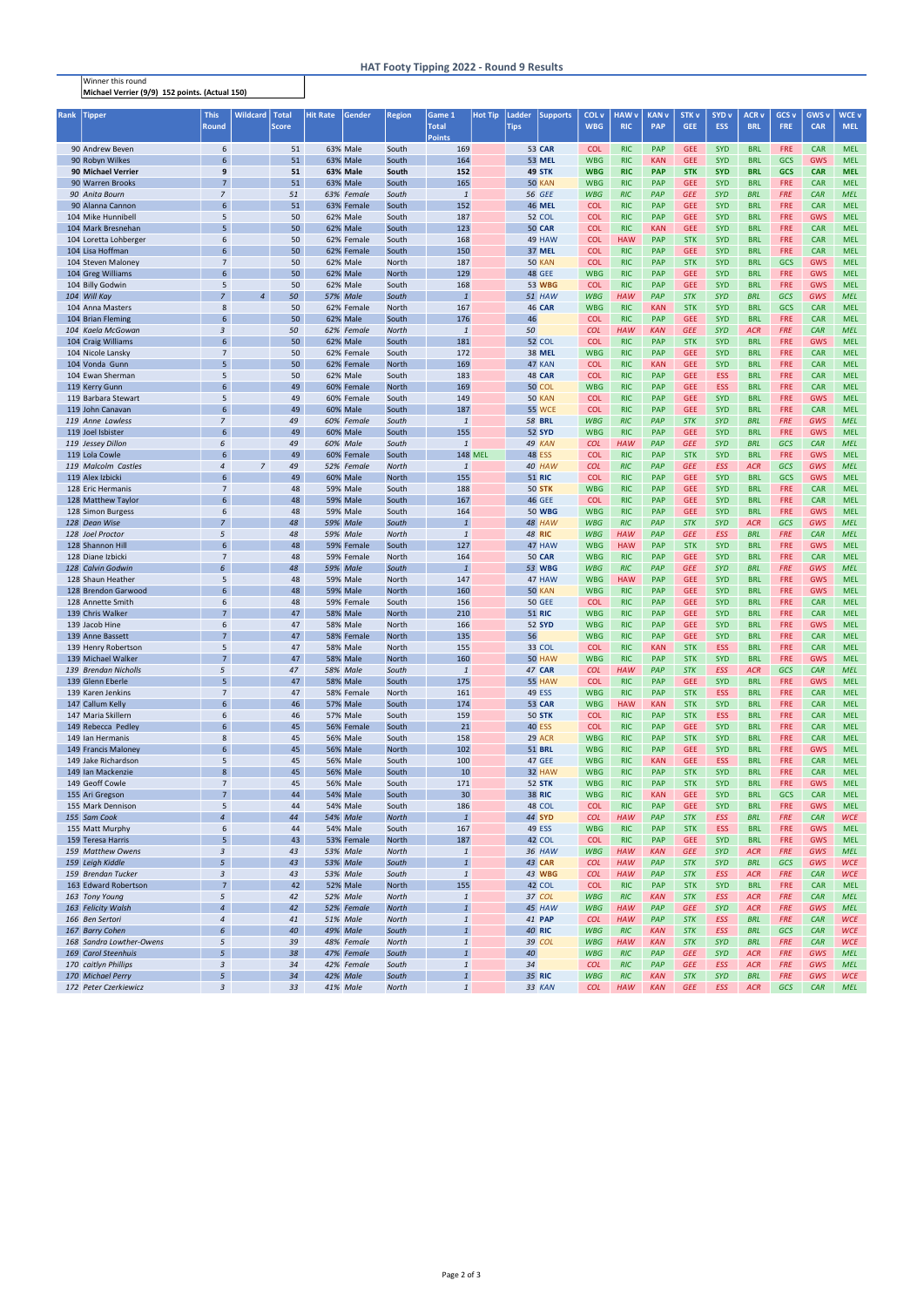## HAT Footy Tipping 2022 - Round 9 Results

Winner this round
**Michael Verrier (9/9) 152 points. (Actual 150)**

| Rank | Tipper | This Round | Wildcard | Total Score | Hit Rate | Gender | Region | Game 1 Total Points | Hot Tip | Ladder Tips | Supports | COL v WBG | HAW v RIC | KAN v PAP | STK v GEE | SYD v ESS | ACR v BRL | GCS v FRE | GWS v CAR | WCE v MEL |
|---|---|---|---|---|---|---|---|---|---|---|---|---|---|---|---|---|---|---|---|---|
| 90 | Andrew Beven | 6 | | 51 | 63% | Male | South | 169 | | 53 | CAR | COL | RIC | PAP | GEE | SYD | BRL | FRE | CAR | MEL |
| 90 | Robyn Wilkes | 6 | | 51 | 63% | Male | South | 164 | | 53 | MEL | WBG | RIC | KAN | GEE | SYD | BRL | GCS | GWS | MEL |
| **90** | **Michael Verrier** | **9** | | **51** | **63%** | **Male** | **South** | **152** | | **49** | **STK** | **WBG** | **RIC** | **PAP** | **STK** | **SYD** | **BRL** | **GCS** | **CAR** | **MEL** |
| 90 | Warren Brooks | 7 | | 51 | 63% | Male | South | 165 | | 50 | KAN | WBG | RIC | PAP | GEE | SYD | BRL | FRE | CAR | MEL |
| *90* | *Anita Bourn* | *7* | | *51* | *63%* | *Female* | *South* | *1* | | *56* | *GEE* | *WBG* | *RIC* | *PAP* | *GEE* | *SYD* | *BRL* | *FRE* | *CAR* | *MEL* |
| 90 | Alanna Cannon | 6 | | 51 | 63% | Female | South | 152 | | 46 | MEL | COL | RIC | PAP | GEE | SYD | BRL | FRE | CAR | MEL |
| 104 | Mike Hunnibell | 5 | | 50 | 62% | Male | South | 187 | | 52 | COL | COL | RIC | PAP | GEE | SYD | BRL | FRE | GWS | MEL |
| 104 | Mark Bresnehan | 5 | | 50 | 62% | Male | South | 123 | | 50 | CAR | COL | RIC | KAN | GEE | SYD | BRL | FRE | CAR | MEL |
| 104 | Loretta Lohberger | 6 | | 50 | 62% | Female | South | 168 | | 49 | HAW | COL | HAW | PAP | STK | SYD | BRL | FRE | CAR | MEL |
| 104 | Lisa Hoffman | 6 | | 50 | 62% | Female | South | 150 | | 37 | MEL | COL | RIC | PAP | GEE | SYD | BRL | FRE | CAR | MEL |
| 104 | Steven Maloney | 7 | | 50 | 62% | Male | North | 187 | | 50 | KAN | COL | RIC | PAP | STK | SYD | BRL | GCS | GWS | MEL |
| 104 | Greg Williams | 6 | | 50 | 62% | Male | North | 129 | | 48 | GEE | WBG | RIC | PAP | GEE | SYD | BRL | FRE | GWS | MEL |
| 104 | Billy Godwin | 5 | | 50 | 62% | Male | South | 168 | | 53 | WBG | COL | RIC | PAP | GEE | SYD | BRL | FRE | GWS | MEL |
| *104* | *Will Kay* | *7* | *4* | *50* | *57%* | *Male* | *South* | *1* | | *51* | *HAW* | *WBG* | *HAW* | *PAP* | *STK* | *SYD* | *BRL* | *GCS* | *GWS* | *MEL* |
| 104 | Anna Masters | 8 | | 50 | 62% | Female | North | 167 | | 46 | CAR | WBG | RIC | KAN | STK | SYD | BRL | GCS | CAR | MEL |
| 104 | Brian Fleming | 6 | | 50 | 62% | Male | South | 176 | | 46 | | COL | RIC | PAP | GEE | SYD | BRL | FRE | CAR | MEL |
| *104* | *Kaela McGowan* | *3* | | *50* | *62%* | *Female* | *North* | *1* | | *50* | | *COL* | *HAW* | *KAN* | *GEE* | *SYD* | *ACR* | *FRE* | *CAR* | *MEL* |
| 104 | Craig Williams | 6 | | 50 | 62% | Male | South | 181 | | 52 | COL | COL | RIC | PAP | STK | SYD | BRL | FRE | GWS | MEL |
| 104 | Nicole Lansky | 7 | | 50 | 62% | Female | South | 172 | | 38 | MEL | WBG | RIC | PAP | GEE | SYD | BRL | FRE | CAR | MEL |
| 104 | Vonda Gunn | 5 | | 50 | 62% | Female | North | 169 | | 47 | KAN | COL | RIC | KAN | GEE | SYD | BRL | FRE | CAR | MEL |
| 104 | Ewan Sherman | 5 | | 50 | 62% | Male | South | 183 | | 48 | CAR | COL | RIC | PAP | GEE | ESS | BRL | FRE | CAR | MEL |
| 119 | Kerry Gunn | 6 | | 49 | 60% | Female | North | 169 | | 50 | COL | WBG | RIC | PAP | GEE | ESS | BRL | FRE | CAR | MEL |
| 119 | Barbara Stewart | 5 | | 49 | 60% | Female | South | 149 | | 50 | KAN | COL | RIC | PAP | GEE | SYD | BRL | FRE | GWS | MEL |
| 119 | John Canavan | 6 | | 49 | 60% | Male | South | 187 | | 55 | WCE | COL | RIC | PAP | GEE | SYD | BRL | FRE | CAR | MEL |
| *119* | *Anne Lawless* | *7* | | *49* | *60%* | *Female* | *South* | *1* | | *58* | *BRL* | *WBG* | *RIC* | *PAP* | *STK* | *SYD* | *BRL* | *FRE* | *GWS* | *MEL* |
| 119 | Joel Isbister | 6 | | 49 | 60% | Male | South | 155 | | 52 | SYD | WBG | RIC | PAP | GEE | SYD | BRL | FRE | GWS | MEL |
| *119* | *Jessey Dillon* | *6* | | *49* | *60%* | *Male* | *South* | *1* | | *49* | *KAN* | *COL* | *HAW* | *PAP* | *GEE* | *SYD* | *BRL* | *GCS* | *CAR* | *MEL* |
| 119 | Lola Cowle | 6 | | 49 | 60% | Female | South | 148 | MEL | 48 | ESS | COL | RIC | PAP | STK | SYD | BRL | FRE | GWS | MEL |
| *119* | *Malcolm Castles* | *4* | *7* | *49* | *52%* | *Female* | *North* | *1* | | *40* | *HAW* | *COL* | *RIC* | *PAP* | *GEE* | *ESS* | *ACR* | *GCS* | *GWS* | *MEL* |
| 119 | Alex Izbicki | 6 | | 49 | 60% | Male | North | 155 | | 51 | RIC | COL | RIC | PAP | GEE | SYD | BRL | GCS | GWS | MEL |
| 128 | Eric Hermanis | 7 | | 48 | 59% | Male | South | 188 | | 50 | STK | WBG | RIC | PAP | GEE | SYD | BRL | FRE | CAR | MEL |
| 128 | Matthew Taylor | 6 | | 48 | 59% | Male | South | 167 | | 46 | GEE | COL | RIC | PAP | GEE | SYD | BRL | FRE | CAR | MEL |
| 128 | Simon Burgess | 6 | | 48 | 59% | Male | South | 164 | | 50 | WBG | WBG | RIC | PAP | GEE | SYD | BRL | FRE | GWS | MEL |
| *128* | *Dean Wise* | *7* | | *48* | *59%* | *Male* | *South* | *1* | | *48* | *HAW* | *WBG* | *RIC* | *PAP* | *STK* | *SYD* | *ACR* | *GCS* | *GWS* | *MEL* |
| *128* | *Joel Proctor* | *5* | | *48* | *59%* | *Male* | *North* | *1* | | *48* | *RIC* | *WBG* | *HAW* | *PAP* | *GEE* | *ESS* | *BRL* | *FRE* | *CAR* | *MEL* |
| 128 | Shannon Hill | 6 | | 48 | 59% | Female | South | 127 | | 47 | HAW | WBG | HAW | PAP | STK | SYD | BRL | FRE | GWS | MEL |
| 128 | Diane Izbicki | 7 | | 48 | 59% | Female | North | 164 | | 50 | CAR | WBG | RIC | PAP | GEE | SYD | BRL | FRE | CAR | MEL |
| *128* | *Calvin Godwin* | *6* | | *48* | *59%* | *Male* | *South* | *1* | | *53* | *WBG* | *WBG* | *RIC* | *PAP* | *GEE* | *SYD* | *BRL* | *FRE* | *GWS* | *MEL* |
| 128 | Shaun Heather | 5 | | 48 | 59% | Male | North | 147 | | 47 | HAW | WBG | HAW | PAP | GEE | SYD | BRL | FRE | GWS | MEL |
| 128 | Brendon Garwood | 6 | | 48 | 59% | Male | North | 160 | | 50 | KAN | WBG | RIC | PAP | GEE | SYD | BRL | FRE | GWS | MEL |
| 128 | Annette Smith | 6 | | 48 | 59% | Female | South | 156 | | 50 | GEE | COL | RIC | PAP | GEE | SYD | BRL | FRE | CAR | MEL |
| 139 | Chris Walker | 7 | | 47 | 58% | Male | North | 210 | | 51 | RIC | WBG | RIC | PAP | GEE | SYD | BRL | FRE | CAR | MEL |
| 139 | Jacob Hine | 6 | | 47 | 58% | Male | North | 166 | | 52 | SYD | WBG | RIC | PAP | GEE | SYD | BRL | FRE | GWS | MEL |
| 139 | Anne Bassett | 7 | | 47 | 58% | Female | North | 135 | | 56 | | WBG | RIC | PAP | GEE | SYD | BRL | FRE | CAR | MEL |
| 139 | Henry Robertson | 5 | | 47 | 58% | Male | North | 155 | | 33 | COL | COL | RIC | KAN | STK | ESS | BRL | FRE | CAR | MEL |
| 139 | Michael Walker | 7 | | 47 | 58% | Male | North | 160 | | 50 | HAW | WBG | RIC | PAP | STK | SYD | BRL | FRE | GWS | MEL |
| *139* | *Brendan Nicholls* | *5* | | *47* | *58%* | *Male* | *South* | *1* | | *47* | *CAR* | *COL* | *HAW* | *PAP* | *STK* | *ESS* | *ACR* | *GCS* | *CAR* | *MEL* |
| 139 | Glenn Eberle | 5 | | 47 | 58% | Male | South | 175 | | 55 | HAW | COL | RIC | PAP | GEE | SYD | BRL | FRE | GWS | MEL |
| 139 | Karen Jenkins | 7 | | 47 | 58% | Female | North | 161 | | 49 | ESS | WBG | RIC | PAP | STK | ESS | BRL | FRE | CAR | MEL |
| 147 | Callum Kelly | 6 | | 46 | 57% | Male | South | 174 | | 53 | CAR | WBG | HAW | KAN | STK | SYD | BRL | FRE | CAR | MEL |
| 147 | Maria Skillern | 6 | | 46 | 57% | Male | South | 159 | | 50 | STK | COL | RIC | PAP | STK | ESS | BRL | FRE | CAR | MEL |
| 149 | Rebecca Pedley | 6 | | 45 | 56% | Female | South | 21 | | 40 | ESS | COL | RIC | PAP | GEE | SYD | BRL | FRE | CAR | MEL |
| 149 | Ian Hermanis | 8 | | 45 | 56% | Male | South | 158 | | 29 | ACR | WBG | RIC | PAP | STK | SYD | BRL | FRE | CAR | MEL |
| 149 | Francis Maloney | 6 | | 45 | 56% | Male | North | 102 | | 51 | BRL | WBG | RIC | PAP | GEE | SYD | BRL | FRE | GWS | MEL |
| 149 | Jake Richardson | 5 | | 45 | 56% | Male | South | 100 | | 47 | GEE | WBG | RIC | KAN | GEE | ESS | BRL | FRE | CAR | MEL |
| 149 | Ian Mackenzie | 8 | | 45 | 56% | Male | South | 10 | | 32 | HAW | WBG | RIC | PAP | STK | SYD | BRL | FRE | CAR | MEL |
| 149 | Geoff Cowle | 7 | | 45 | 56% | Male | South | 171 | | 52 | STK | WBG | RIC | PAP | STK | SYD | BRL | FRE | GWS | MEL |
| 155 | Ari Gregson | 7 | | 44 | 54% | Male | South | 30 | | 38 | RIC | WBG | RIC | KAN | GEE | SYD | BRL | GCS | CAR | MEL |
| 155 | Mark Dennison | 5 | | 44 | 54% | Male | South | 186 | | 48 | COL | COL | RIC | PAP | GEE | SYD | BRL | FRE | GWS | MEL |
| *155* | *Sam Cook* | *4* | | *44* | *54%* | *Male* | *North* | *1* | | *44* | *SYD* | *COL* | *HAW* | *PAP* | *STK* | *ESS* | *BRL* | *FRE* | *CAR* | *WCE* |
| 155 | Matt Murphy | 6 | | 44 | 54% | Male | South | 167 | | 49 | ESS | WBG | RIC | PAP | STK | ESS | BRL | FRE | GWS | MEL |
| 159 | Teresa Harris | 5 | | 43 | 53% | Female | North | 187 | | 42 | COL | COL | RIC | PAP | GEE | SYD | BRL | FRE | GWS | MEL |
| *159* | *Matthew Owens* | *3* | | *43* | *53%* | *Male* | *North* | *1* | | *36* | *HAW* | *WBG* | *HAW* | *KAN* | *GEE* | *SYD* | *ACR* | *FRE* | *GWS* | *MEL* |
| *159* | *Leigh Kiddle* | *5* | | *43* | *53%* | *Male* | *South* | *1* | | *43* | *CAR* | *COL* | *HAW* | *PAP* | *STK* | *SYD* | *BRL* | *GCS* | *GWS* | *WCE* |
| *159* | *Brendan Tucker* | *3* | | *43* | *53%* | *Male* | *South* | *1* | | *43* | *WBG* | *COL* | *HAW* | *PAP* | *STK* | *ESS* | *ACR* | *FRE* | *CAR* | *WCE* |
| 163 | Edward Robertson | 7 | | 42 | 52% | Male | North | 155 | | 42 | COL | COL | RIC | PAP | STK | SYD | BRL | FRE | CAR | MEL |
| *163* | *Tony Young* | *5* | | *42* | *52%* | *Male* | *North* | *1* | | *37* | *COL* | *WBG* | *RIC* | *KAN* | *STK* | *ESS* | *ACR* | *FRE* | *CAR* | *MEL* |
| *163* | *Felicity Walsh* | *4* | | *42* | *52%* | *Female* | *North* | *1* | | *45* | *HAW* | *WBG* | *HAW* | *PAP* | *GEE* | *SYD* | *ACR* | *FRE* | *GWS* | *MEL* |
| *166* | *Ben Sertori* | *4* | | *41* | *51%* | *Male* | *North* | *1* | | *41* | *PAP* | *COL* | *HAW* | *PAP* | *STK* | *ESS* | *BRL* | *FRE* | *CAR* | *WCE* |
| *167* | *Barry Cohen* | *6* | | *40* | *49%* | *Male* | *South* | *1* | | *40* | *RIC* | *WBG* | *RIC* | *KAN* | *STK* | *ESS* | *BRL* | *GCS* | *CAR* | *WCE* |
| *168* | *Sandra Lowther-Owens* | *5* | | *39* | *48%* | *Female* | *North* | *1* | | *39* | *COL* | *WBG* | *HAW* | *KAN* | *STK* | *SYD* | *BRL* | *FRE* | *CAR* | *WCE* |
| *169* | *Carol Steenhuis* | *5* | | *38* | *47%* | *Female* | *South* | *1* | | *40* | | *WBG* | *RIC* | *PAP* | *GEE* | *SYD* | *ACR* | *FRE* | *GWS* | *MEL* |
| *170* | *caitlyn Phillips* | *3* | | *34* | *42%* | *Female* | *South* | *1* | | *34* | | *COL* | *RIC* | *PAP* | *GEE* | *ESS* | *ACR* | *FRE* | *GWS* | *MEL* |
| *170* | *Michael Perry* | *5* | | *34* | *42%* | *Male* | *South* | *1* | | *35* | *RIC* | *WBG* | *RIC* | *KAN* | *STK* | *SYD* | *BRL* | *FRE* | *GWS* | *WCE* |
| *172* | *Peter Czerkiewicz* | *3* | | *33* | *41%* | *Male* | *North* | *1* | | *33* | *KAN* | *COL* | *HAW* | *KAN* | *GEE* | *ESS* | *ACR* | *GCS* | *CAR* | *MEL* |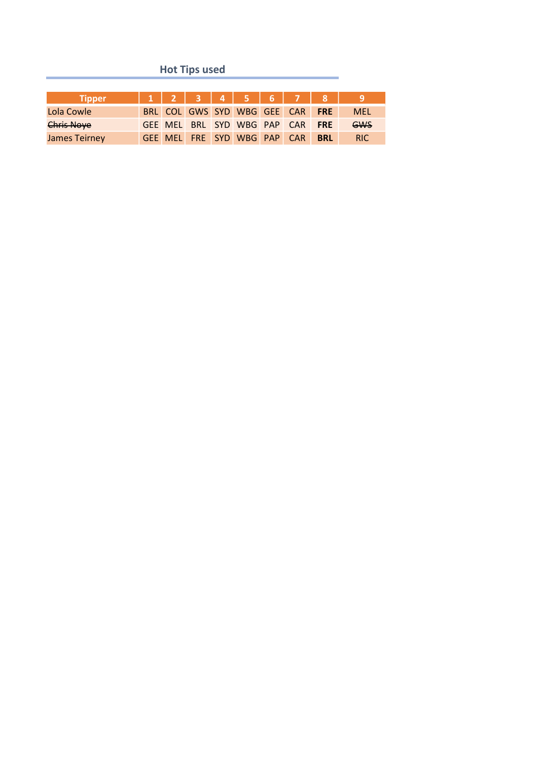## Hot Tips used

| Tipper | 1 | 2 | 3 | 4 | 5 | 6 | 7 | 8 | 9 |
|---|---|---|---|---|---|---|---|---|---|
| Lola Cowle | BRL | COL | GWS | SYD | WBG | GEE | CAR | **FRE** | MEL |
| ~~Chris Noye~~ | GEE | MEL | BRL | SYD | WBG | PAP | CAR | **FRE** | ~~GWS~~ |
| James Teirney | GEE | MEL | FRE | SYD | WBG | PAP | CAR | **BRL** | RIC |